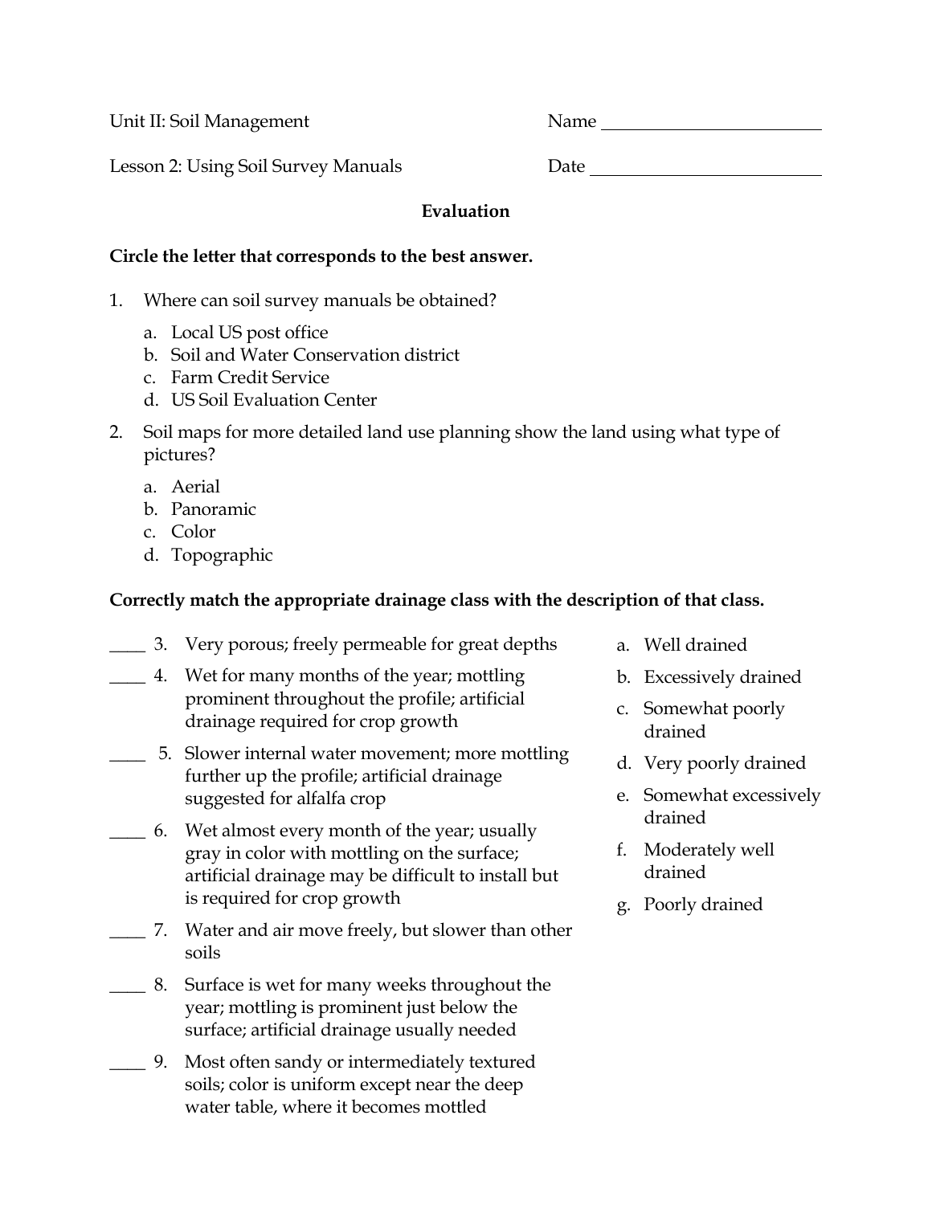Unit II: Soil Management Name ________________________

Lesson 2: Using Soil Survey Manuals Date ________________________

**Evaluation**

**Circle the letter that corresponds to the best answer.**

1. Where can soil survey manuals be obtained?
   a. Local US post office
   b. Soil and Water Conservation district
   c. Farm Credit Service
   d. US Soil Evaluation Center

2. Soil maps for more detailed land use planning show the land using what type of pictures?
   a. Aerial
   b. Panoramic
   c. Color
   d. Topographic

**Correctly match the appropriate drainage class with the description of that class.**

____ 3. Very porous; freely permeable for great depths

____ 4. Wet for many months of the year; mottling prominent throughout the profile; artificial drainage required for crop growth

____ 5. Slower internal water movement; more mottling further up the profile; artificial drainage suggested for alfalfa crop

____ 6. Wet almost every month of the year; usually gray in color with mottling on the surface; artificial drainage may be difficult to install but is required for crop growth

____ 7. Water and air move freely, but slower than other soils

____ 8. Surface is wet for many weeks throughout the year; mottling is prominent just below the surface; artificial drainage usually needed

____ 9. Most often sandy or intermediately textured soils; color is uniform except near the deep water table, where it becomes mottled

a. Well drained
b. Excessively drained
c. Somewhat poorly drained
d. Very poorly drained
e. Somewhat excessively drained
f. Moderately well drained
g. Poorly drained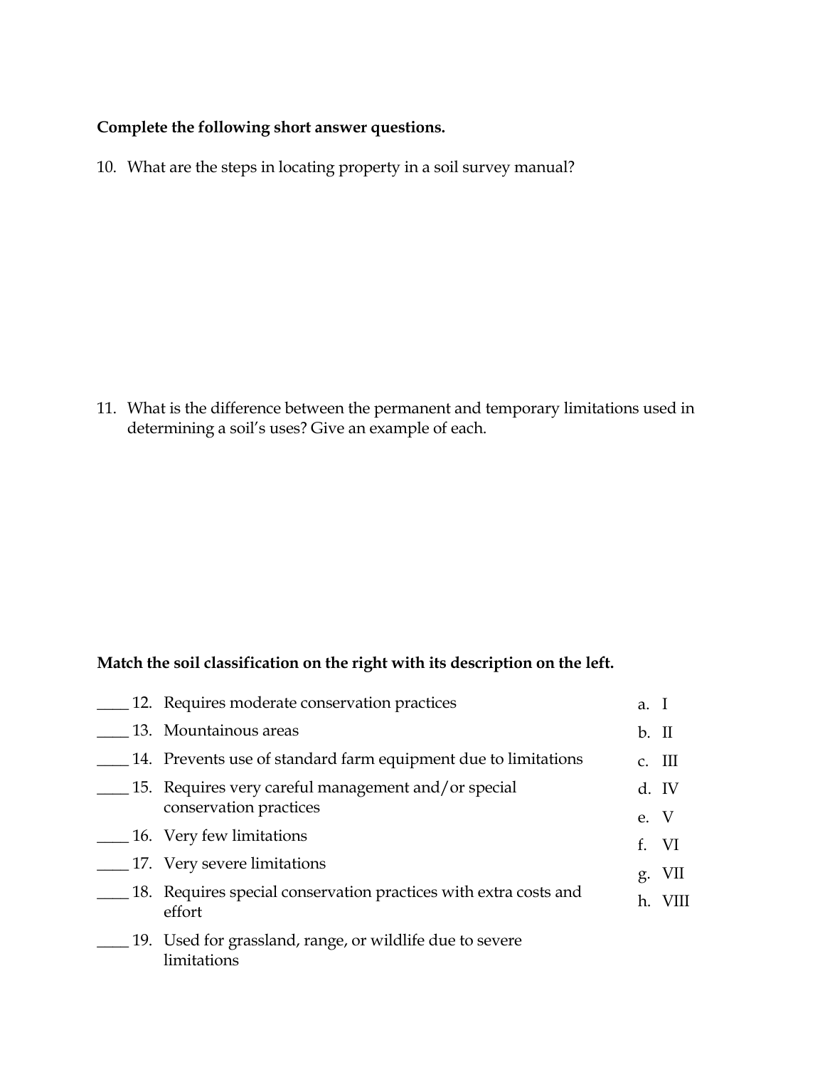**Complete the following short answer questions.**

10. What are the steps in locating property in a soil survey manual?

11. What is the difference between the permanent and temporary limitations used in determining a soil's uses? Give an example of each.

**Match the soil classification on the right with its description on the left.**

____ 12. Requires moderate conservation practices

____ 13. Mountainous areas

____ 14. Prevents use of standard farm equipment due to limitations

____ 15. Requires very careful management and/or special conservation practices

____ 16. Very few limitations

____ 17. Very severe limitations

____ 18. Requires special conservation practices with extra costs and effort

____ 19. Used for grassland, range, or wildlife due to severe limitations

a. I
b. II
c. III
d. IV
e. V
f. VI
g. VII
h. VIII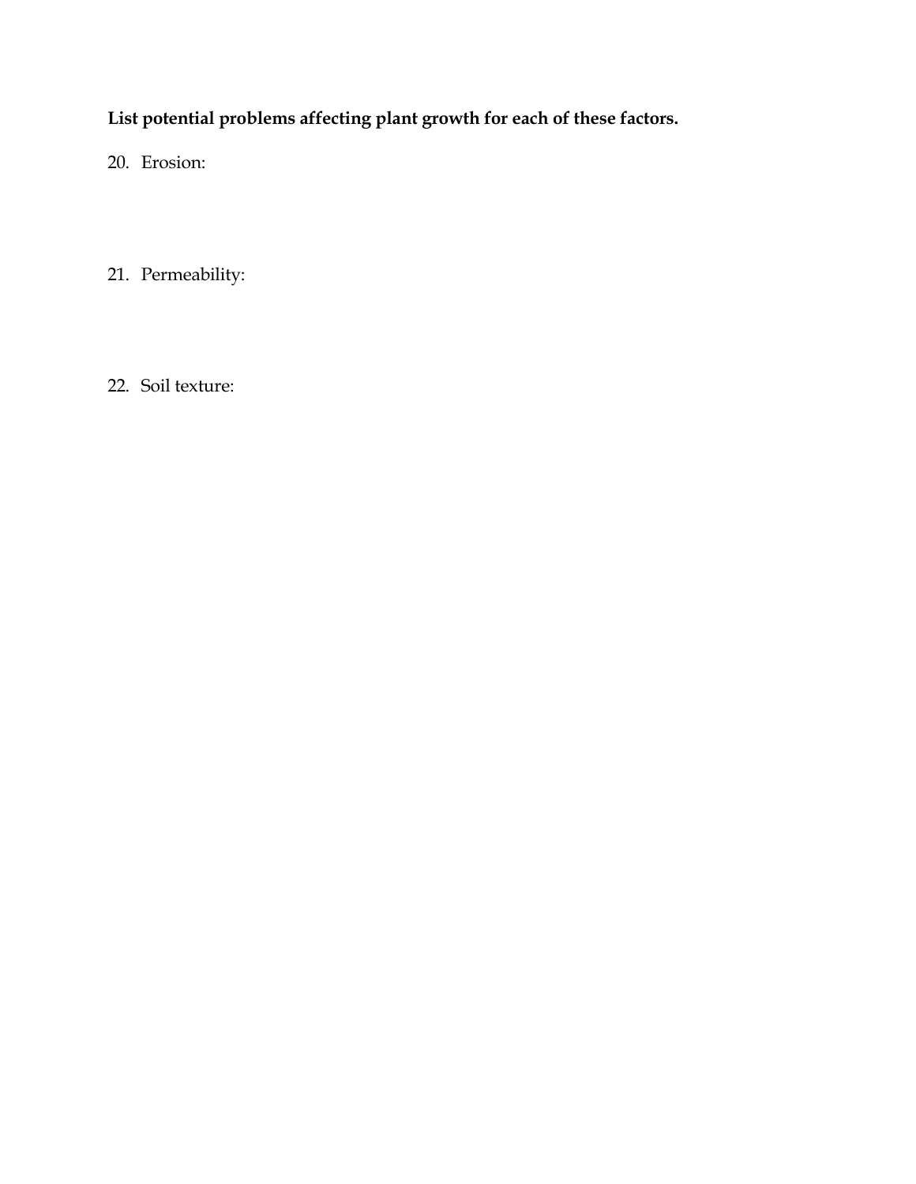**List potential problems affecting plant growth for each of these factors.**

20. Erosion:

21. Permeability:

22. Soil texture: